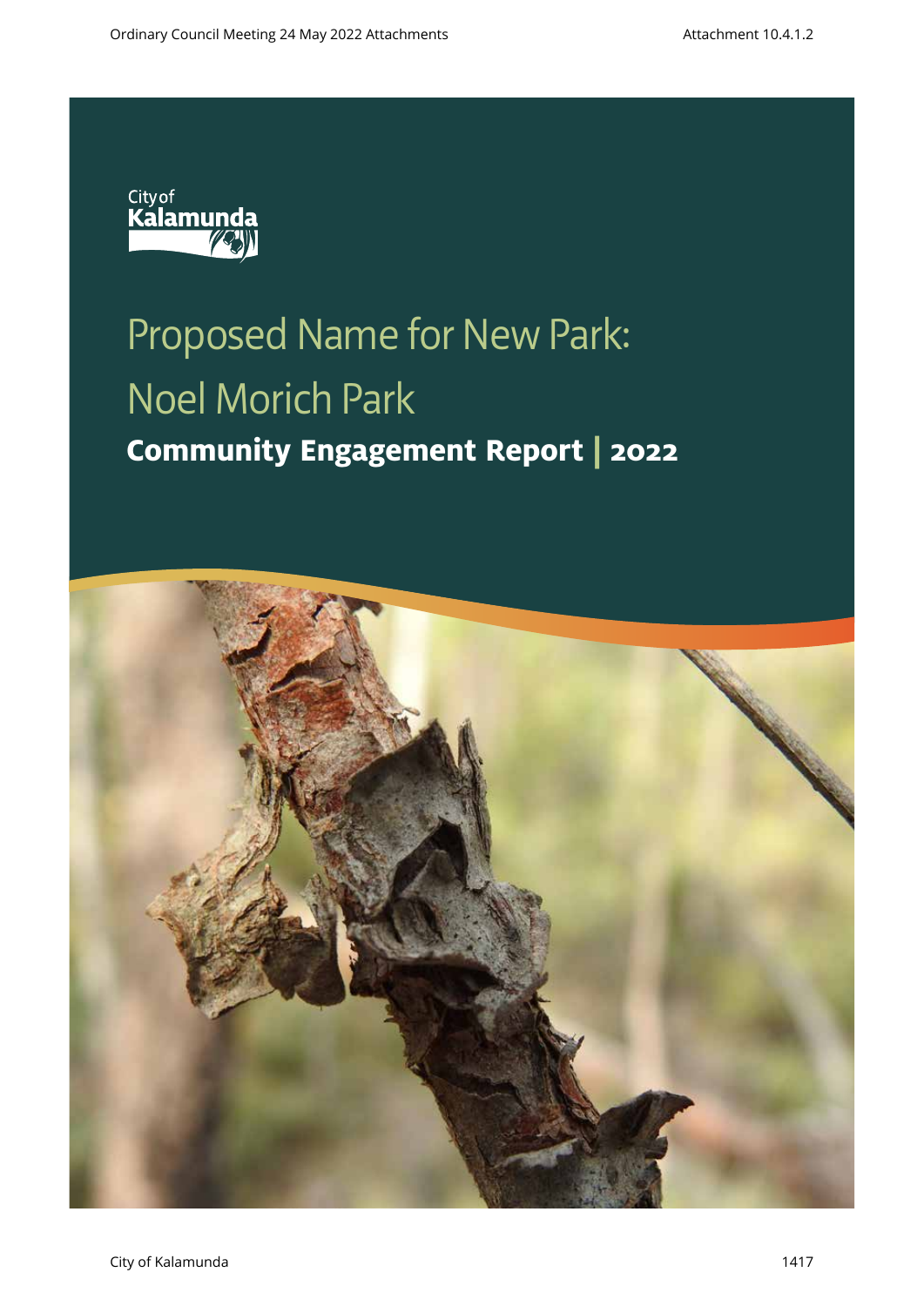City of Kalamunda

# Proposed Name for New Park: Noel Morich Park

## Community Engagement Report | 2022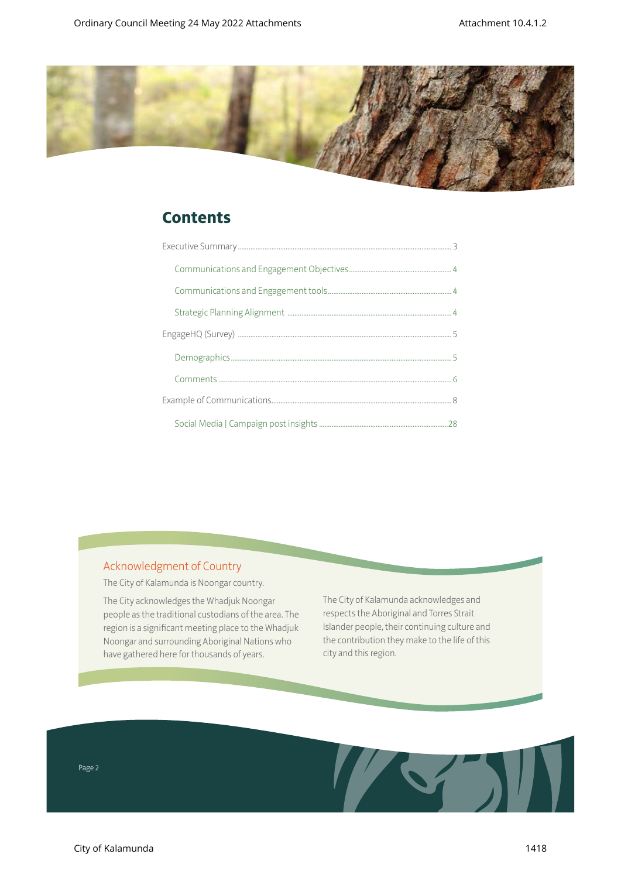# Contents

Executive Summary .......... 3

- Communications and Engagement Objectives .......... 4
- Communications and Engagement tools .......... 4
- Strategic Planning Alignment .......... 4

EngageHQ (Survey) .......... 5

- Demographics .......... 5
- Comments .......... 6

Example of Communications .......... 8

- Social Media | Campaign post insights .......... 28

## Acknowledgment of Country

The City of Kalamunda is Noongar country.

The City acknowledges the Whadjuk Noongar people as the traditional custodians of the area. The region is a significant meeting place to the Whadjuk Noongar and surrounding Aboriginal Nations who have gathered here for thousands of years.

The City of Kalamunda acknowledges and respects the Aboriginal and Torres Strait Islander people, their continuing culture and the contribution they make to the life of this city and this region.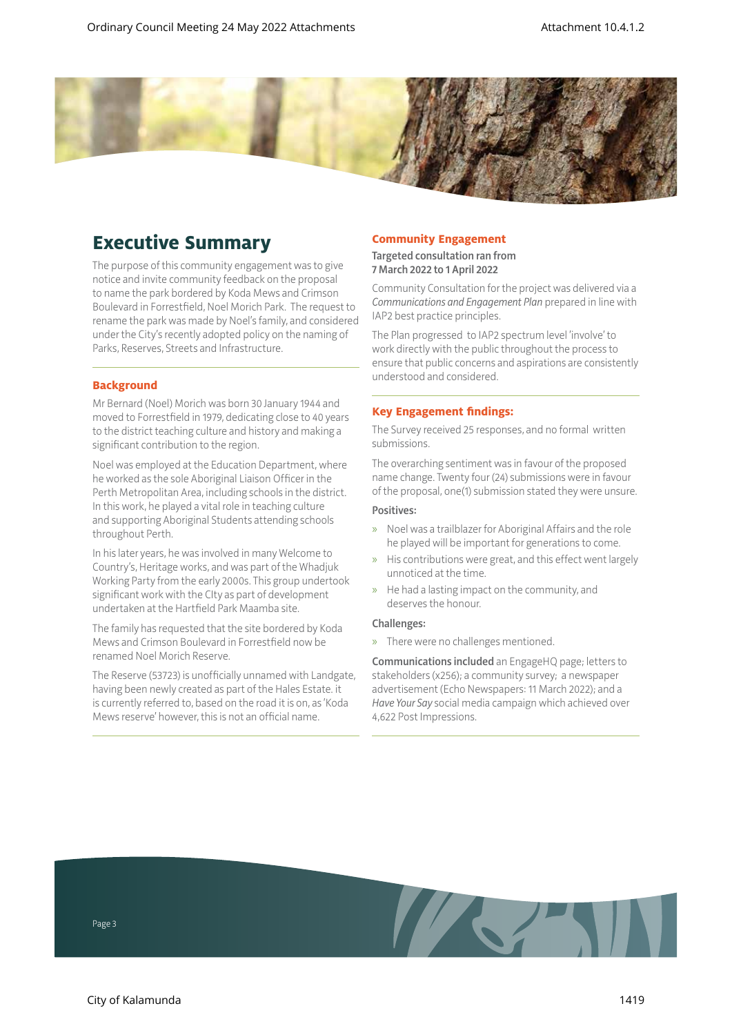# Executive Summary

The purpose of this community engagement was to give notice and invite community feedback on the proposal to name the park bordered by Koda Mews and Crimson Boulevard in Forrestfield, Noel Morich Park. The request to rename the park was made by Noel's family, and considered under the City's recently adopted policy on the naming of Parks, Reserves, Streets and Infrastructure.

## Background

Mr Bernard (Noel) Morich was born 30 January 1944 and moved to Forrestfield in 1979, dedicating close to 40 years to the district teaching culture and history and making a significant contribution to the region.

Noel was employed at the Education Department, where he worked as the sole Aboriginal Liaison Officer in the Perth Metropolitan Area, including schools in the district. In this work, he played a vital role in teaching culture and supporting Aboriginal Students attending schools throughout Perth.

In his later years, he was involved in many Welcome to Country's, Heritage works, and was part of the Whadjuk Working Party from the early 2000s. This group undertook significant work with the CIty as part of development undertaken at the Hartfield Park Maamba site.

The family has requested that the site bordered by Koda Mews and Crimson Boulevard in Forrestfield now be renamed Noel Morich Reserve.

The Reserve (53723) is unofficially unnamed with Landgate, having been newly created as part of the Hales Estate. it is currently referred to, based on the road it is on, as 'Koda Mews reserve' however, this is not an official name.

## Community Engagement

**Targeted consultation ran from 7 March 2022 to 1 April 2022**

Community Consultation for the project was delivered via a *Communications and Engagement Plan* prepared in line with IAP2 best practice principles.

The Plan progressed to IAP2 spectrum level 'involve' to work directly with the public throughout the process to ensure that public concerns and aspirations are consistently understood and considered.

## Key Engagement findings:

The Survey received 25 responses, and no formal written submissions.

The overarching sentiment was in favour of the proposed name change. Twenty four (24) submissions were in favour of the proposal, one(1) submission stated they were unsure.

**Positives:**

- Noel was a trailblazer for Aboriginal Affairs and the role he played will be important for generations to come.
- His contributions were great, and this effect went largely unnoticed at the time.
- He had a lasting impact on the community, and deserves the honour.

**Challenges:**

- There were no challenges mentioned.

**Communications included** an EngageHQ page; letters to stakeholders (x256); a community survey; a newspaper advertisement (Echo Newspapers: 11 March 2022); and a *Have Your Say* social media campaign which achieved over 4,622 Post Impressions.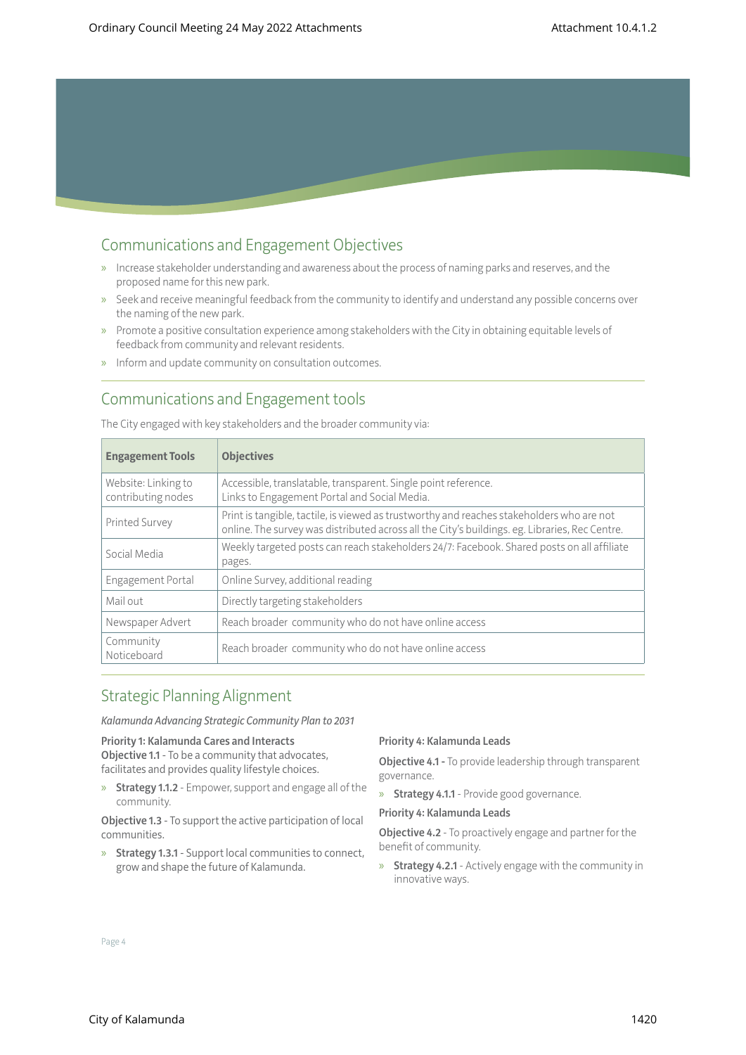## Communications and Engagement Objectives

- Increase stakeholder understanding and awareness about the process of naming parks and reserves, and the proposed name for this new park.
- Seek and receive meaningful feedback from the community to identify and understand any possible concerns over the naming of the new park.
- Promote a positive consultation experience among stakeholders with the City in obtaining equitable levels of feedback from community and relevant residents.
- Inform and update community on consultation outcomes.

## Communications and Engagement tools

The City engaged with key stakeholders and the broader community via:

| Engagement Tools | Objectives |
|---|---|
| Website: Linking to contributing nodes | Accessible, translatable, transparent. Single point reference. Links to Engagement Portal and Social Media. |
| Printed Survey | Print is tangible, tactile, is viewed as trustworthy and reaches stakeholders who are not online. The survey was distributed across all the City's buildings. eg. Libraries, Rec Centre. |
| Social Media | Weekly targeted posts can reach stakeholders 24/7: Facebook. Shared posts on all affiliate pages. |
| Engagement Portal | Online Survey, additional reading |
| Mail out | Directly targeting stakeholders |
| Newspaper Advert | Reach broader community who do not have online access |
| Community Noticeboard | Reach broader community who do not have online access |

## Strategic Planning Alignment

*Kalamunda Advancing Strategic Community Plan to 2031*

**Priority 1: Kalamunda Cares and Interacts**
**Objective 1.1** - To be a community that advocates, facilitates and provides quality lifestyle choices.

- **Strategy 1.1.2** - Empower, support and engage all of the community.

**Objective 1.3** - To support the active participation of local communities.

- **Strategy 1.3.1** - Support local communities to connect, grow and shape the future of Kalamunda.

**Priority 4: Kalamunda Leads**

**Objective 4.1 -** To provide leadership through transparent governance.

- **Strategy 4.1.1** - Provide good governance.

**Priority 4: Kalamunda Leads**

**Objective 4.2** - To proactively engage and partner for the benefit of community.

- **Strategy 4.2.1** - Actively engage with the community in innovative ways.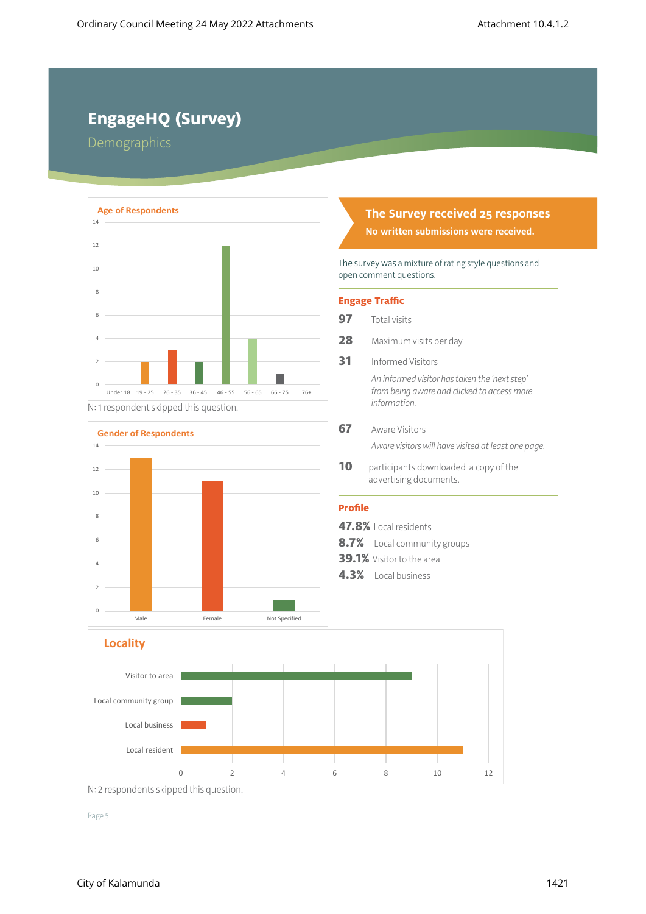# EngageHQ (Survey)

## Demographics

**Age of Respondents**

14
12
10
8
6
4
2
0

Under 18 | 19 - 25 | 26 - 35 | 36 - 45 | 46 - 55 | 56 - 65 | 66 - 75 | 76+

N: 1 respondent skipped this question.

**Gender of Respondents**

14
12
10
8
6
4
2
0

Male | Female | Not Specified

**The Survey received 25 responses**

**No written submissions were received.**

The survey was a mixture of rating style questions and open comment questions.

### Engage Traffic

**97** Total visits

**28** Maximum visits per day

**31** Informed Visitors

*An informed visitor has taken the 'next step' from being aware and clicked to access more information.*

**67** Aware Visitors

*Aware visitors will have visited at least one page.*

**10** participants downloaded a copy of the advertising documents.

### Profile

**47.8%** Local residents

**8.7%** Local community groups

**39.1%** Visitor to the area

**4.3%** Local business

### Locality

Visitor to area
Local community group
Local business
Local resident

0 | 2 | 4 | 6 | 8 | 10 | 12

N: 2 respondents skipped this question.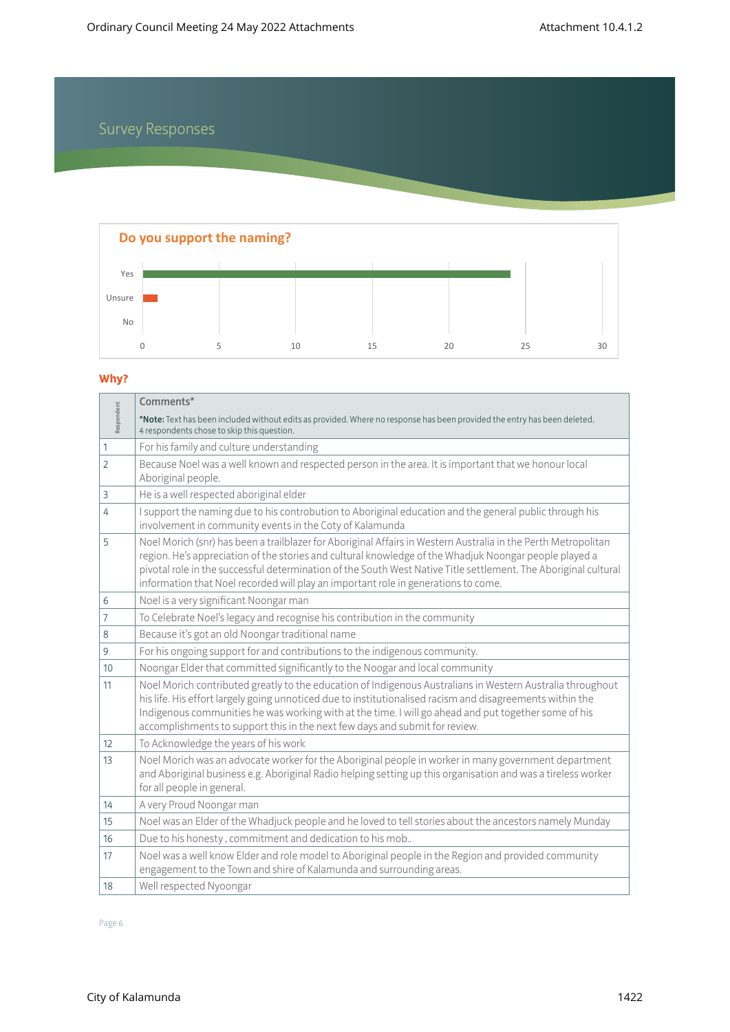# Survey Responses

## Do you support the naming?

Yes

Unsure

No

0 5 10 15 20 25 30

## Why?

| Respondent | Comments* <br> ***Note:** Text has been included without edits as provided. Where no response has been provided the entry has been deleted. 4 respondents chose to skip this question. |
|---|---|
| 1 | For his family and culture understanding |
| 2 | Because Noel was a well known and respected person in the area. It is important that we honour local Aboriginal people. |
| 3 | He is a well respected aboriginal elder |
| 4 | I support the naming due to his controbution to Aboriginal education and the general public through his involvement in community events in the Coty of Kalamunda |
| 5 | Noel Morich (snr) has been a trailblazer for Aboriginal Affairs in Western Australia in the Perth Metropolitan region. He's appreciation of the stories and cultural knowledge of the Whadjuk Noongar people played a pivotal role in the successful determination of the South West Native Title settlement. The Aboriginal cultural information that Noel recorded will play an important role in generations to come. |
| 6 | Noel is a very significant Noongar man |
| 7 | To Celebrate Noel's legacy and recognise his contribution in the community |
| 8 | Because it's got an old Noongar traditional name |
| 9 | For his ongoing support for and contributions to the indigenous community. |
| 10 | Noongar Elder that committed significantly to the Noogar and local community |
| 11 | Noel Morich contributed greatly to the education of Indigenous Australians in Western Australia throughout his life. His effort largely going unnoticed due to institutionalised racism and disagreements within the Indigenous communities he was working with at the time. I will go ahead and put together some of his accomplishments to support this in the next few days and submit for review. |
| 12 | To Acknowledge the years of his work |
| 13 | Noel Morich was an advocate worker for the Aboriginal people in worker in many government department and Aboriginal business e.g. Aboriginal Radio helping setting up this organisation and was a tireless worker for all people in general. |
| 14 | A very Proud Noongar man |
| 15 | Noel was an Elder of the Whadjuck people and he loved to tell stories about the ancestors namely Munday |
| 16 | Due to his honesty , commitment and dedication to his mob.. |
| 17 | Noel was a well know Elder and role model to Aboriginal people in the Region and provided community engagement to the Town and shire of Kalamunda and surrounding areas. |
| 18 | Well respected Nyoongar |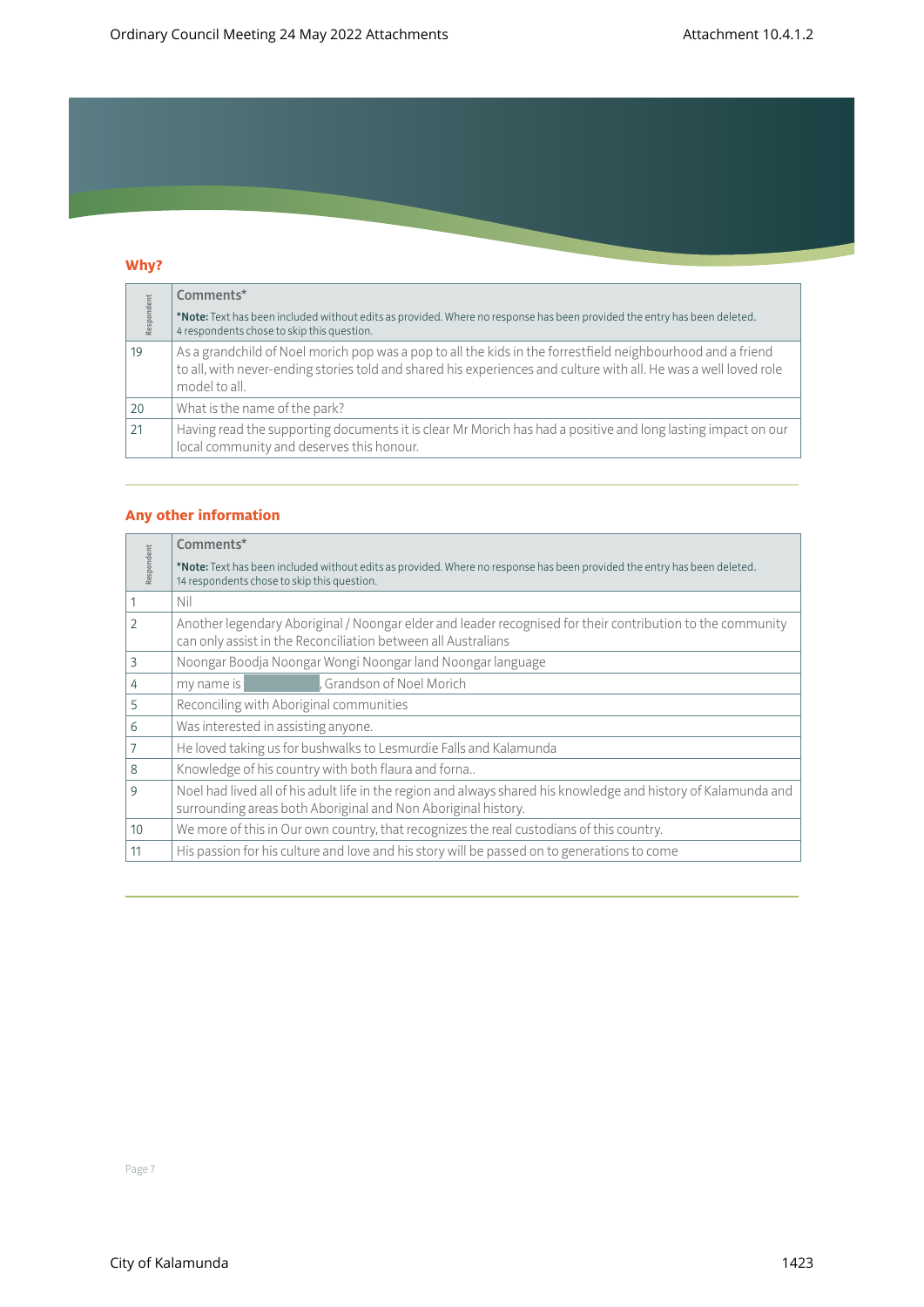## Why?

| Respondent | Comments* <br> ***Note:** Text has been included without edits as provided. Where no response has been provided the entry has been deleted. 4 respondents chose to skip this question. |
|---|---|
| 19 | As a grandchild of Noel morich pop was a pop to all the kids in the forrestfield neighbourhood and a friend to all, with never-ending stories told and shared his experiences and culture with all. He was a well loved role model to all. |
| 20 | What is the name of the park? |
| 21 | Having read the supporting documents it is clear Mr Morich has had a positive and long lasting impact on our local community and deserves this honour. |

## Any other information

| Respondent | Comments* <br> ***Note:** Text has been included without edits as provided. Where no response has been provided the entry has been deleted. 14 respondents chose to skip this question. |
|---|---|
| 1 | Nil |
| 2 | Another legendary Aboriginal / Noongar elder and leader recognised for their contribution to the community can only assist in the Reconciliation between all Australians |
| 3 | Noongar Boodja Noongar Wongi Noongar land Noongar language |
| 4 | my name is [redacted], Grandson of Noel Morich |
| 5 | Reconciling with Aboriginal communities |
| 6 | Was interested in assisting anyone. |
| 7 | He loved taking us for bushwalks to Lesmurdie Falls and Kalamunda |
| 8 | Knowledge of his country with both flaura and forna.. |
| 9 | Noel had lived all of his adult life in the region and always shared his knowledge and history of Kalamunda and surrounding areas both Aboriginal and Non Aboriginal history. |
| 10 | We more of this in Our own country, that recognizes the real custodians of this country. |
| 11 | His passion for his culture and love and his story will be passed on to generations to come |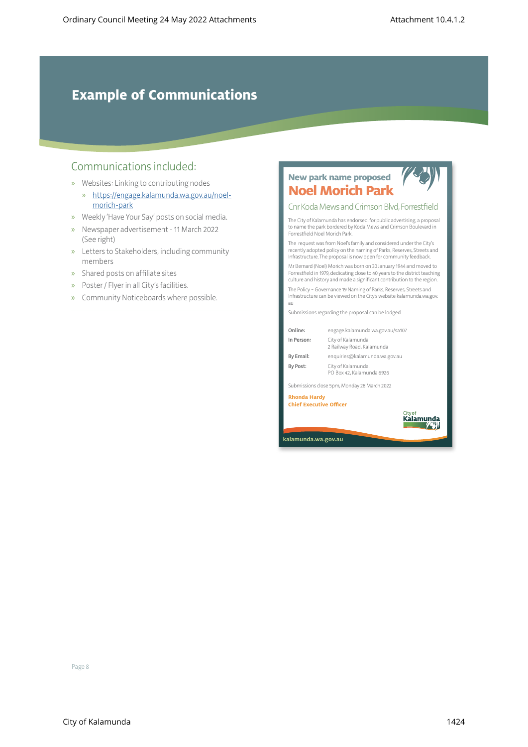# Example of Communications

## Communications included:

- Websites: Linking to contributing nodes
  - https://engage.kalamunda.wa.gov.au/noel-morich-park
- Weekly 'Have Your Say' posts on social media.
- Newspaper advertisement - 11 March 2022 (See right)
- Letters to Stakeholders, including community members
- Shared posts on affiliate sites
- Poster / Flyer in all City's facilities.
- Community Noticeboards where possible.

---

### New park name proposed

## Noel Morich Park

Cnr Koda Mews and Crimson Blvd, Forrestfield

The City of Kalamunda has endorsed, for public advertising, a proposal to name the park bordered by Koda Mews and Crimson Boulevard in Forrestfield Noel Morich Park.

The request was from Noel's family and considered under the City's recently adopted policy on the naming of Parks, Reserves, Streets and Infrastructure. The proposal is now open for community feedback.

Mr Bernard (Noel) Morich was born on 30 January 1944 and moved to Forrestfield in 1979, dedicating close to 40 years to the district teaching culture and history and made a significant contribution to the region.

The Policy – Governance 19 Naming of Parks, Reserves, Streets and Infrastructure can be viewed on the City's website kalamunda.wa.gov.au

Submissions regarding the proposal can be lodged

| | |
|---|---|
| **Online:** | engage.kalamunda.wa.gov.au/sa107 |
| **In Person:** | City of Kalamunda<br>2 Railway Road, Kalamunda |
| **By Email:** | enquiries@kalamunda.wa.gov.au |
| **By Post:** | City of Kalamunda,<br>PO Box 42, Kalamunda 6926 |

Submissions close 5pm, Monday 28 March 2022

**Rhonda Hardy**
**Chief Executive Officer**

City of Kalamunda

kalamunda.wa.gov.au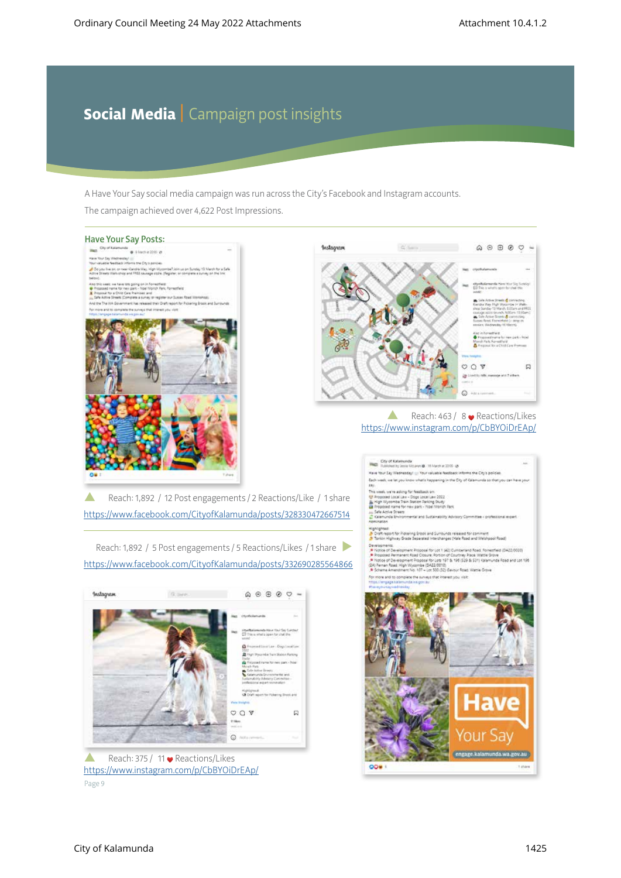## Social Media | Campaign post insights

A Have Your Say social media campaign was run across the City's Facebook and Instagram accounts.

The campaign achieved over 4,622 Post Impressions.

### Have Your Say Posts:

Reach: 463 / 8 Reactions/Likes
https://www.instagram.com/p/CbBYOiDrEAp/

Reach: 1,892 / 12 Post engagements / 2 Reactions/Like / 1 share
https://www.facebook.com/CityofKalamunda/posts/328330472667514

Reach: 1,892 / 5 Post engagements / 5 Reactions/Likes / 1 share
https://www.facebook.com/CityofKalamunda/posts/332690285564866

Reach: 375 / 11 Reactions/Likes
https://www.instagram.com/p/CbBYOiDrEAp/